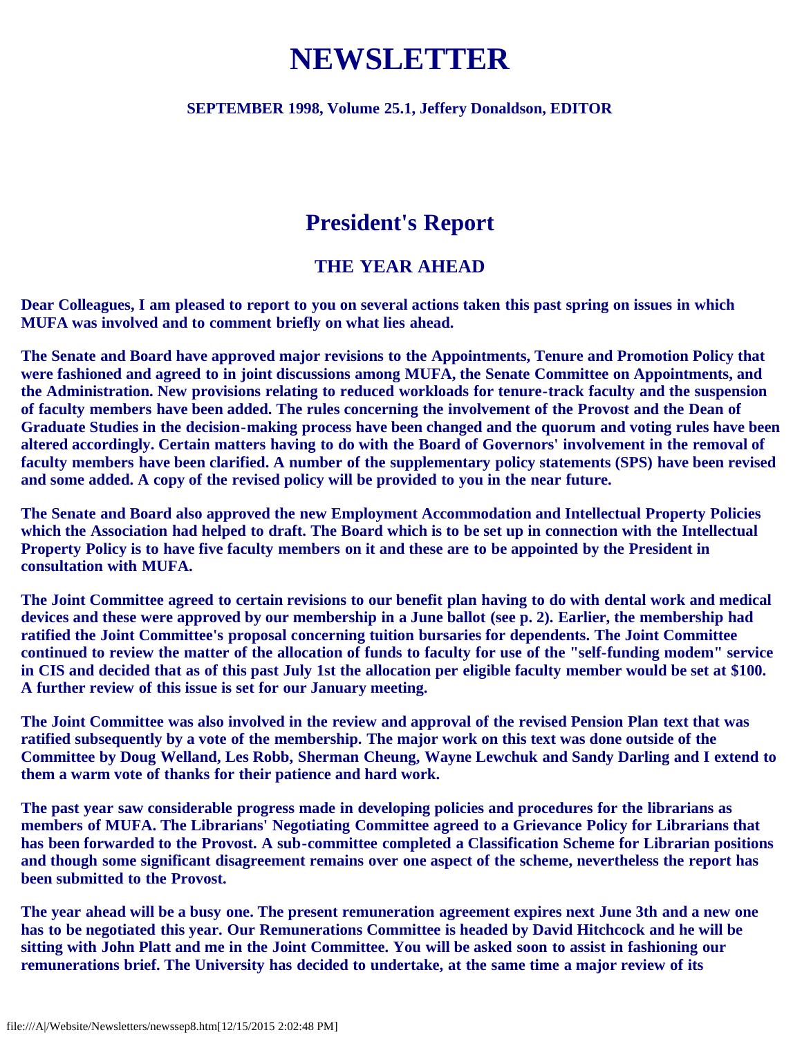# NEWSLETTER

**SEPTEMBER 1998, Volume 25.1, Jeffery Donaldson, EDITOR**

## President's Report

### THE YEAR AHEAD

Dear Colleagues, I am pleased to report to you on several actions taken this past spring on issues in which MUFA was involved and to comment briefly on what lies ahead.

The Senate and Board have approved major revisions to the Appointments, Tenure and Promotion Policy that were fashioned and agreed to in joint discussions among MUFA, the Senate Committee on Appointments, and the Administration. New provisions relating to reduced workloads for tenure-track faculty and the suspension of faculty members have been added. The rules concerning the involvement of the Provost and the Dean of Graduate Studies in the decision-making process have been changed and the quorum and voting rules have been altered accordingly. Certain matters having to do with the Board of Governors' involvement in the removal of faculty members have been clarified. A number of the supplementary policy statements (SPS) have been revised and some added. A copy of the revised policy will be provided to you in the near future.

The Senate and Board also approved the new Employment Accommodation and Intellectual Property Policies which the Association had helped to draft. The Board which is to be set up in connection with the Intellectual Property Policy is to have five faculty members on it and these are to be appointed by the President in consultation with MUFA.

The Joint Committee agreed to certain revisions to our benefit plan having to do with dental work and medical devices and these were approved by our membership in a June ballot (see p. 2). Earlier, the membership had ratified the Joint Committee's proposal concerning tuition bursaries for dependents. The Joint Committee continued to review the matter of the allocation of funds to faculty for use of the "self-funding modem" service in CIS and decided that as of this past July 1st the allocation per eligible faculty member would be set at $100. A further review of this issue is set for our January meeting.

The Joint Committee was also involved in the review and approval of the revised Pension Plan text that was ratified subsequently by a vote of the membership. The major work on this text was done outside of the Committee by Doug Welland, Les Robb, Sherman Cheung, Wayne Lewchuk and Sandy Darling and I extend to them a warm vote of thanks for their patience and hard work.

The past year saw considerable progress made in developing policies and procedures for the librarians as members of MUFA. The Librarians' Negotiating Committee agreed to a Grievance Policy for Librarians that has been forwarded to the Provost. A sub-committee completed a Classification Scheme for Librarian positions and though some significant disagreement remains over one aspect of the scheme, nevertheless the report has been submitted to the Provost.

The year ahead will be a busy one. The present remuneration agreement expires next June 3th and a new one has to be negotiated this year. Our Remunerations Committee is headed by David Hitchcock and he will be sitting with John Platt and me in the Joint Committee. You will be asked soon to assist in fashioning our remunerations brief. The University has decided to undertake, at the same time a major review of its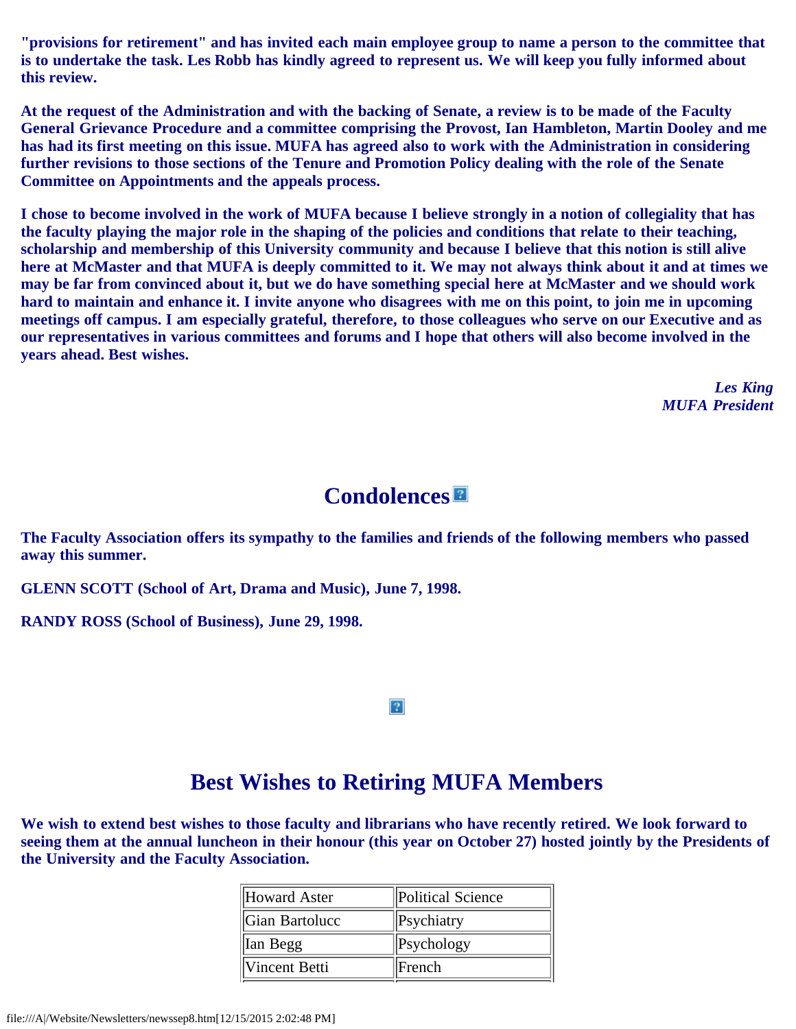**"provisions for retirement" and has invited each main employee group to name a person to the committee that is to undertake the task. Les Robb has kindly agreed to represent us. We will keep you fully informed about this review.**

**At the request of the Administration and with the backing of Senate, a review is to be made of the Faculty General Grievance Procedure and a committee comprising the Provost, Ian Hambleton, Martin Dooley and me has had its first meeting on this issue. MUFA has agreed also to work with the Administration in considering further revisions to those sections of the Tenure and Promotion Policy dealing with the role of the Senate Committee on Appointments and the appeals process.**

**I chose to become involved in the work of MUFA because I believe strongly in a notion of collegiality that has the faculty playing the major role in the shaping of the policies and conditions that relate to their teaching, scholarship and membership of this University community and because I believe that this notion is still alive here at McMaster and that MUFA is deeply committed to it. We may not always think about it and at times we may be far from convinced about it, but we do have something special here at McMaster and we should work hard to maintain and enhance it. I invite anyone who disagrees with me on this point, to join me in upcoming meetings off campus. I am especially grateful, therefore, to those colleagues who serve on our Executive and as our representatives in various committees and forums and I hope that others will also become involved in the years ahead. Best wishes.**

***Les King***
***MUFA President***

## Condolences

**The Faculty Association offers its sympathy to the families and friends of the following members who passed away this summer.**

**GLENN SCOTT (School of Art, Drama and Music), June 7, 1998.**

**RANDY ROSS (School of Business), June 29, 1998.**

## Best Wishes to Retiring MUFA Members

**We wish to extend best wishes to those faculty and librarians who have recently retired. We look forward to seeing them at the annual luncheon in their honour (this year on October 27) hosted jointly by the Presidents of the University and the Faculty Association.**

| | |
|---|---|
| Howard Aster | Political Science |
| Gian Bartolucc | Psychiatry |
| Ian Begg | Psychology |
| Vincent Betti | French |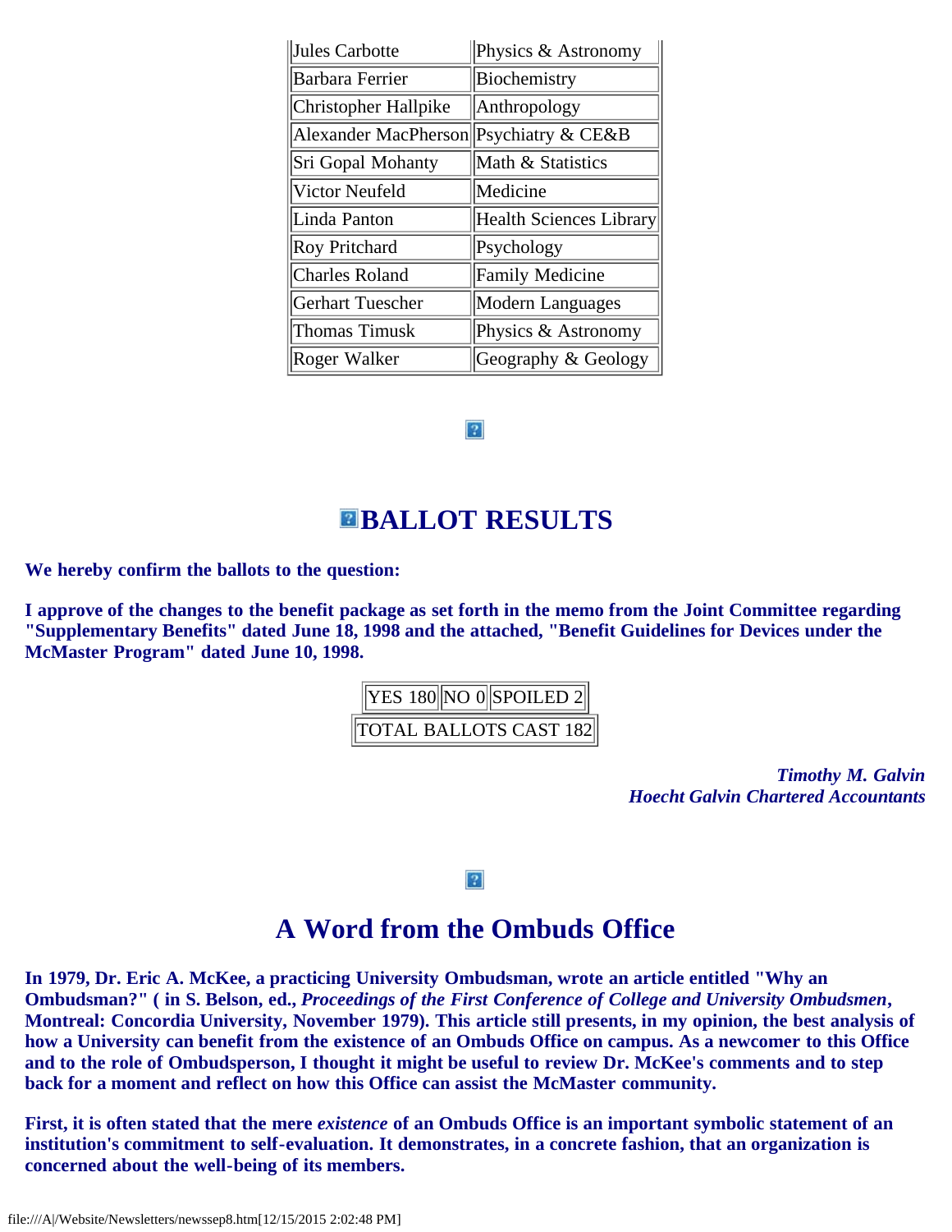| | |
|---|---|
| Jules Carbotte | Physics & Astronomy |
| Barbara Ferrier | Biochemistry |
| Christopher Hallpike | Anthropology |
| Alexander MacPherson | Psychiatry & CE&B |
| Sri Gopal Mohanty | Math & Statistics |
| Victor Neufeld | Medicine |
| Linda Panton | Health Sciences Library |
| Roy Pritchard | Psychology |
| Charles Roland | Family Medicine |
| Gerhart Tuescher | Modern Languages |
| Thomas Timusk | Physics & Astronomy |
| Roger Walker | Geography & Geology |

## BALLOT RESULTS

**We hereby confirm the ballots to the question:**

**I approve of the changes to the benefit package as set forth in the memo from the Joint Committee regarding "Supplementary Benefits" dated June 18, 1998 and the attached, "Benefit Guidelines for Devices under the McMaster Program" dated June 10, 1998.**

| YES 180 | NO 0 | SPOILED 2 |
|---|---|---|
| TOTAL BALLOTS CAST 182 | | |

***Timothy M. Galvin***
***Hoecht Galvin Chartered Accountants***

## A Word from the Ombuds Office

**In 1979, Dr. Eric A. McKee, a practicing University Ombudsman, wrote an article entitled "Why an Ombudsman?" ( in S. Belson, ed., *Proceedings of the First Conference of College and University Ombudsmen*, Montreal: Concordia University, November 1979). This article still presents, in my opinion, the best analysis of how a University can benefit from the existence of an Ombuds Office on campus. As a newcomer to this Office and to the role of Ombudsperson, I thought it might be useful to review Dr. McKee's comments and to step back for a moment and reflect on how this Office can assist the McMaster community.**

**First, it is often stated that the mere *existence* of an Ombuds Office is an important symbolic statement of an institution's commitment to self-evaluation. It demonstrates, in a concrete fashion, that an organization is concerned about the well-being of its members.**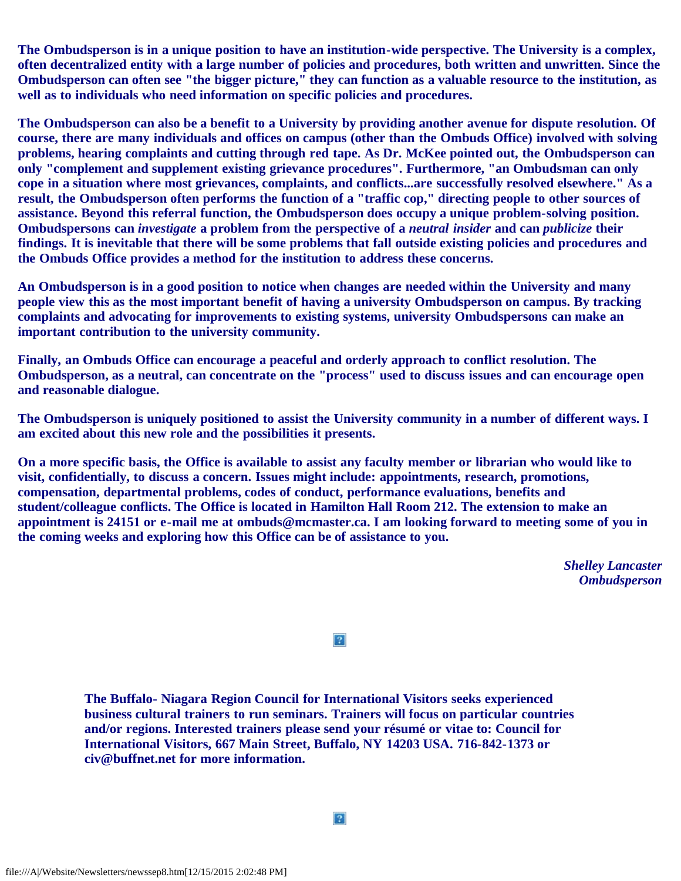**The Ombudsperson is in a unique position to have an institution-wide perspective. The University is a complex, often decentralized entity with a large number of policies and procedures, both written and unwritten. Since the Ombudsperson can often see "the bigger picture," they can function as a valuable resource to the institution, as well as to individuals who need information on specific policies and procedures.**

**The Ombudsperson can also be a benefit to a University by providing another avenue for dispute resolution. Of course, there are many individuals and offices on campus (other than the Ombuds Office) involved with solving problems, hearing complaints and cutting through red tape. As Dr. McKee pointed out, the Ombudsperson can only "complement and supplement existing grievance procedures". Furthermore, "an Ombudsman can only cope in a situation where most grievances, complaints, and conflicts...are successfully resolved elsewhere." As a result, the Ombudsperson often performs the function of a "traffic cop," directing people to other sources of assistance. Beyond this referral function, the Ombudsperson does occupy a unique problem-solving position. Ombudspersons can *investigate* a problem from the perspective of a *neutral insider* and can *publicize* their findings. It is inevitable that there will be some problems that fall outside existing policies and procedures and the Ombuds Office provides a method for the institution to address these concerns.**

**An Ombudsperson is in a good position to notice when changes are needed within the University and many people view this as the most important benefit of having a university Ombudsperson on campus. By tracking complaints and advocating for improvements to existing systems, university Ombudspersons can make an important contribution to the university community.**

**Finally, an Ombuds Office can encourage a peaceful and orderly approach to conflict resolution. The Ombudsperson, as a neutral, can concentrate on the "process" used to discuss issues and can encourage open and reasonable dialogue.**

**The Ombudsperson is uniquely positioned to assist the University community in a number of different ways. I am excited about this new role and the possibilities it presents.**

**On a more specific basis, the Office is available to assist any faculty member or librarian who would like to visit, confidentially, to discuss a concern. Issues might include: appointments, research, promotions, compensation, departmental problems, codes of conduct, performance evaluations, benefits and student/colleague conflicts. The Office is located in Hamilton Hall Room 212. The extension to make an appointment is 24151 or e-mail me at ombuds@mcmaster.ca. I am looking forward to meeting some of you in the coming weeks and exploring how this Office can be of assistance to you.**

***Shelley Lancaster***
***Ombudsperson***

**The Buffalo- Niagara Region Council for International Visitors seeks experienced business cultural trainers to run seminars. Trainers will focus on particular countries and/or regions. Interested trainers please send your résumé or vitae to: Council for International Visitors, 667 Main Street, Buffalo, NY 14203 USA. 716-842-1373 or civ@buffnet.net for more information.**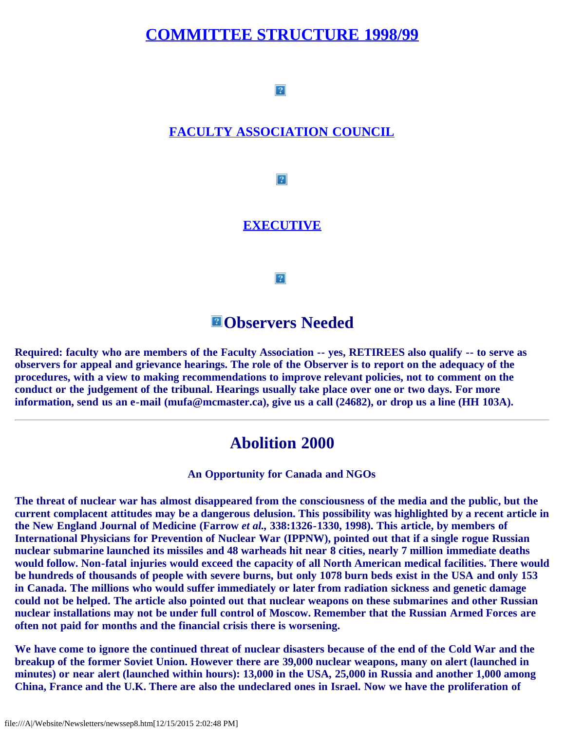# [COMMITTEE STRUCTURE 1998/99]

## [FACULTY ASSOCIATION COUNCIL]

## [EXECUTIVE]

# Observers Needed

**Required: faculty who are members of the Faculty Association -- yes, RETIREES also qualify -- to serve as observers for appeal and grievance hearings. The role of the Observer is to report on the adequacy of the procedures, with a view to making recommendations to improve relevant policies, not to comment on the conduct or the judgement of the tribunal. Hearings usually take place over one or two days. For more information, send us an e-mail (mufa@mcmaster.ca), give us a call (24682), or drop us a line (HH 103A).**

---

# Abolition 2000

**An Opportunity for Canada and NGOs**

**The threat of nuclear war has almost disappeared from the consciousness of the media and the public, but the current complacent attitudes may be a dangerous delusion. This possibility was highlighted by a recent article in the New England Journal of Medicine (Farrow *et al.*, 338:1326-1330, 1998). This article, by members of International Physicians for Prevention of Nuclear War (IPPNW), pointed out that if a single rogue Russian nuclear submarine launched its missiles and 48 warheads hit near 8 cities, nearly 7 million immediate deaths would follow. Non-fatal injuries would exceed the capacity of all North American medical facilities. There would be hundreds of thousands of people with severe burns, but only 1078 burn beds exist in the USA and only 153 in Canada. The millions who would suffer immediately or later from radiation sickness and genetic damage could not be helped. The article also pointed out that nuclear weapons on these submarines and other Russian nuclear installations may not be under full control of Moscow. Remember that the Russian Armed Forces are often not paid for months and the financial crisis there is worsening.**

**We have come to ignore the continued threat of nuclear disasters because of the end of the Cold War and the breakup of the former Soviet Union. However there are 39,000 nuclear weapons, many on alert (launched in minutes) or near alert (launched within hours): 13,000 in the USA, 25,000 in Russia and another 1,000 among China, France and the U.K. There are also the undeclared ones in Israel. Now we have the proliferation of**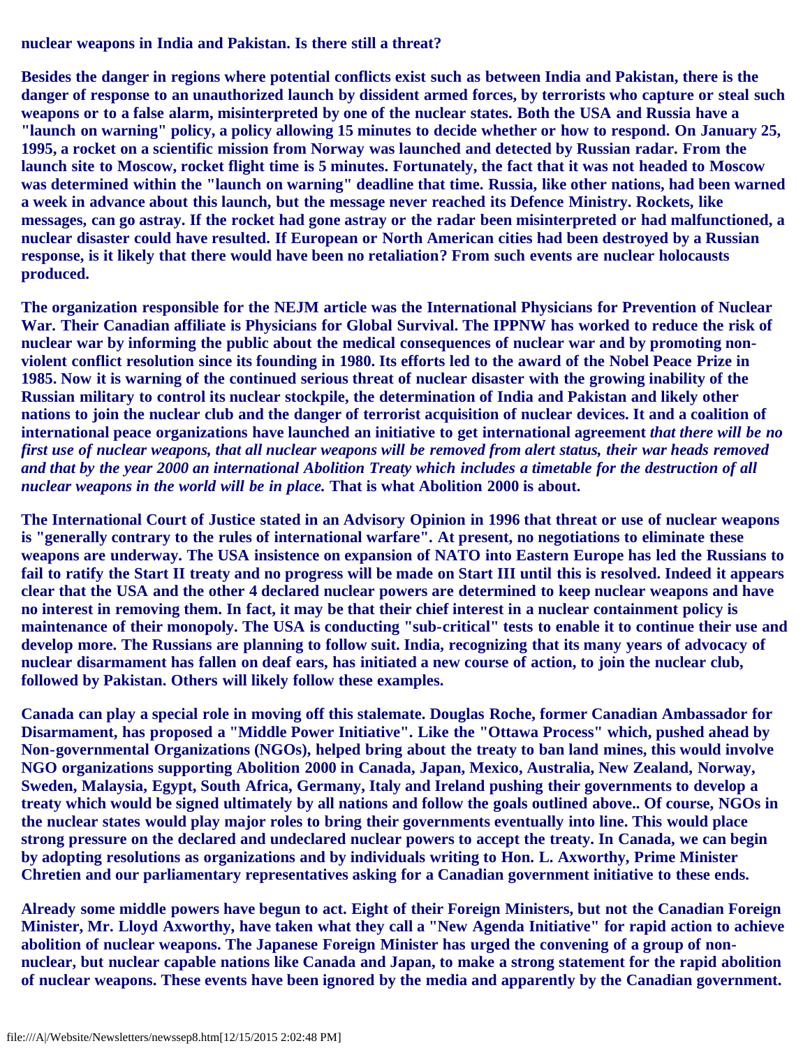**nuclear weapons in India and Pakistan. Is there still a threat?**

**Besides the danger in regions where potential conflicts exist such as between India and Pakistan, there is the danger of response to an unauthorized launch by dissident armed forces, by terrorists who capture or steal such weapons or to a false alarm, misinterpreted by one of the nuclear states. Both the USA and Russia have a "launch on warning" policy, a policy allowing 15 minutes to decide whether or how to respond. On January 25, 1995, a rocket on a scientific mission from Norway was launched and detected by Russian radar. From the launch site to Moscow, rocket flight time is 5 minutes. Fortunately, the fact that it was not headed to Moscow was determined within the "launch on warning" deadline that time. Russia, like other nations, had been warned a week in advance about this launch, but the message never reached its Defence Ministry. Rockets, like messages, can go astray. If the rocket had gone astray or the radar been misinterpreted or had malfunctioned, a nuclear disaster could have resulted. If European or North American cities had been destroyed by a Russian response, is it likely that there would have been no retaliation? From such events are nuclear holocausts produced.**

**The organization responsible for the NEJM article was the International Physicians for Prevention of Nuclear War. Their Canadian affiliate is Physicians for Global Survival. The IPPNW has worked to reduce the risk of nuclear war by informing the public about the medical consequences of nuclear war and by promoting non-violent conflict resolution since its founding in 1980. Its efforts led to the award of the Nobel Peace Prize in 1985. Now it is warning of the continued serious threat of nuclear disaster with the growing inability of the Russian military to control its nuclear stockpile, the determination of India and Pakistan and likely other nations to join the nuclear club and the danger of terrorist acquisition of nuclear devices. It and a coalition of international peace organizations have launched an initiative to get international agreement *that there will be no first use of nuclear weapons, that all nuclear weapons will be removed from alert status, their war heads removed and that by the year 2000 an international Abolition Treaty which includes a timetable for the destruction of all nuclear weapons in the world will be in place.* That is what Abolition 2000 is about.**

**The International Court of Justice stated in an Advisory Opinion in 1996 that threat or use of nuclear weapons is "generally contrary to the rules of international warfare". At present, no negotiations to eliminate these weapons are underway. The USA insistence on expansion of NATO into Eastern Europe has led the Russians to fail to ratify the Start II treaty and no progress will be made on Start III until this is resolved. Indeed it appears clear that the USA and the other 4 declared nuclear powers are determined to keep nuclear weapons and have no interest in removing them. In fact, it may be that their chief interest in a nuclear containment policy is maintenance of their monopoly. The USA is conducting "sub-critical" tests to enable it to continue their use and develop more. The Russians are planning to follow suit. India, recognizing that its many years of advocacy of nuclear disarmament has fallen on deaf ears, has initiated a new course of action, to join the nuclear club, followed by Pakistan. Others will likely follow these examples.**

**Canada can play a special role in moving off this stalemate. Douglas Roche, former Canadian Ambassador for Disarmament, has proposed a "Middle Power Initiative". Like the "Ottawa Process" which, pushed ahead by Non-governmental Organizations (NGOs), helped bring about the treaty to ban land mines, this would involve NGO organizations supporting Abolition 2000 in Canada, Japan, Mexico, Australia, New Zealand, Norway, Sweden, Malaysia, Egypt, South Africa, Germany, Italy and Ireland pushing their governments to develop a treaty which would be signed ultimately by all nations and follow the goals outlined above.. Of course, NGOs in the nuclear states would play major roles to bring their governments eventually into line. This would place strong pressure on the declared and undeclared nuclear powers to accept the treaty. In Canada, we can begin by adopting resolutions as organizations and by individuals writing to Hon. L. Axworthy, Prime Minister Chretien and our parliamentary representatives asking for a Canadian government initiative to these ends.**

**Already some middle powers have begun to act. Eight of their Foreign Ministers, but not the Canadian Foreign Minister, Mr. Lloyd Axworthy, have taken what they call a "New Agenda Initiative" for rapid action to achieve abolition of nuclear weapons. The Japanese Foreign Minister has urged the convening of a group of non-nuclear, but nuclear capable nations like Canada and Japan, to make a strong statement for the rapid abolition of nuclear weapons. These events have been ignored by the media and apparently by the Canadian government.**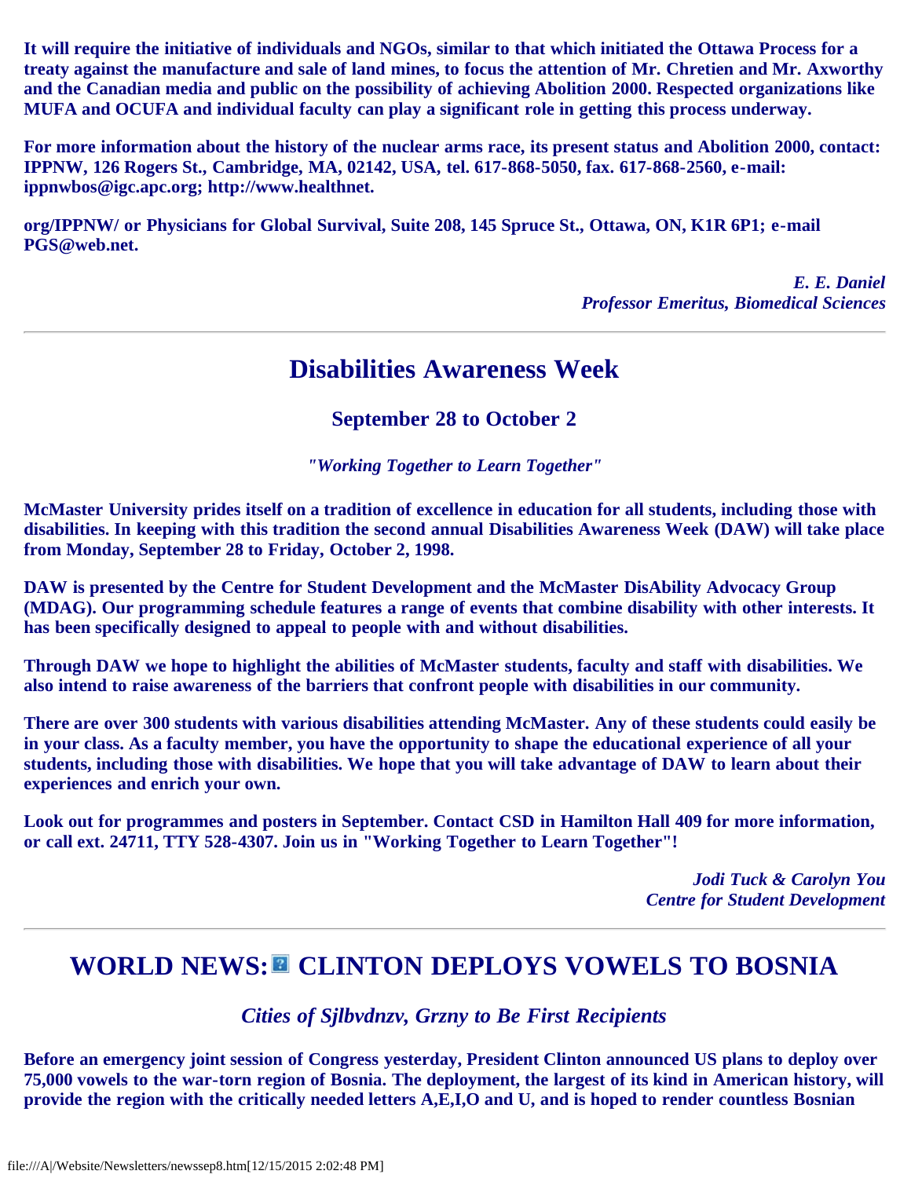**It will require the initiative of individuals and NGOs, similar to that which initiated the Ottawa Process for a treaty against the manufacture and sale of land mines, to focus the attention of Mr. Chretien and Mr. Axworthy and the Canadian media and public on the possibility of achieving Abolition 2000. Respected organizations like MUFA and OCUFA and individual faculty can play a significant role in getting this process underway.**

**For more information about the history of the nuclear arms race, its present status and Abolition 2000, contact: IPPNW, 126 Rogers St., Cambridge, MA, 02142, USA, tel. 617-868-5050, fax. 617-868-2560, e-mail: ippnwbos@igc.apc.org; http://www.healthnet.**

**org/IPPNW/ or Physicians for Global Survival, Suite 208, 145 Spruce St., Ottawa, ON, K1R 6P1; e-mail PGS@web.net.**

*E. E. Daniel*
*Professor Emeritus, Biomedical Sciences*

---

# Disabilities Awareness Week

## September 28 to October 2

***"Working Together to Learn Together"***

**McMaster University prides itself on a tradition of excellence in education for all students, including those with disabilities. In keeping with this tradition the second annual Disabilities Awareness Week (DAW) will take place from Monday, September 28 to Friday, October 2, 1998.**

**DAW is presented by the Centre for Student Development and the McMaster DisAbility Advocacy Group (MDAG). Our programming schedule features a range of events that combine disability with other interests. It has been specifically designed to appeal to people with and without disabilities.**

**Through DAW we hope to highlight the abilities of McMaster students, faculty and staff with disabilities. We also intend to raise awareness of the barriers that confront people with disabilities in our community.**

**There are over 300 students with various disabilities attending McMaster. Any of these students could easily be in your class. As a faculty member, you have the opportunity to shape the educational experience of all your students, including those with disabilities. We hope that you will take advantage of DAW to learn about their experiences and enrich your own.**

**Look out for programmes and posters in September. Contact CSD in Hamilton Hall 409 for more information, or call ext. 24711, TTY 528-4307. Join us in "Working Together to Learn Together"!**

*Jodi Tuck & Carolyn You*
*Centre for Student Development*

---

# WORLD NEWS: CLINTON DEPLOYS VOWELS TO BOSNIA

### *Cities of Sjlbvdnzv, Grzny to Be First Recipients*

**Before an emergency joint session of Congress yesterday, President Clinton announced US plans to deploy over 75,000 vowels to the war-torn region of Bosnia. The deployment, the largest of its kind in American history, will provide the region with the critically needed letters A,E,I,O and U, and is hoped to render countless Bosnian**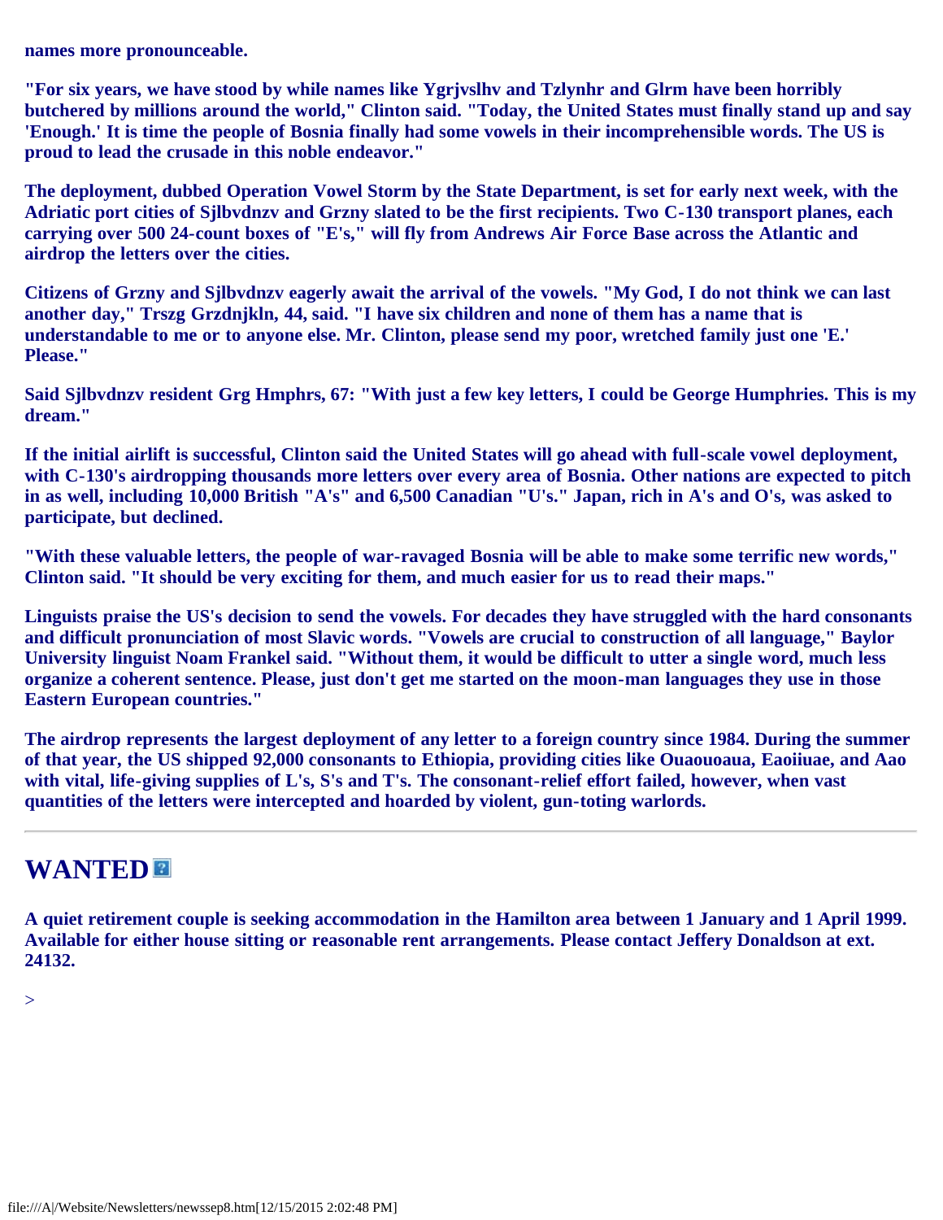**names more pronounceable.**

**"For six years, we have stood by while names like Ygrjvslhv and Tzlynhr and Glrm have been horribly butchered by millions around the world," Clinton said. "Today, the United States must finally stand up and say 'Enough.' It is time the people of Bosnia finally had some vowels in their incomprehensible words. The US is proud to lead the crusade in this noble endeavor."**

**The deployment, dubbed Operation Vowel Storm by the State Department, is set for early next week, with the Adriatic port cities of Sjlbvdnzv and Grzny slated to be the first recipients. Two C-130 transport planes, each carrying over 500 24-count boxes of "E's," will fly from Andrews Air Force Base across the Atlantic and airdrop the letters over the cities.**

**Citizens of Grzny and Sjlbvdnzv eagerly await the arrival of the vowels. "My God, I do not think we can last another day," Trszg Grzdnjkln, 44, said. "I have six children and none of them has a name that is understandable to me or to anyone else. Mr. Clinton, please send my poor, wretched family just one 'E.' Please."**

**Said Sjlbvdnzv resident Grg Hmphrs, 67: "With just a few key letters, I could be George Humphries. This is my dream."**

**If the initial airlift is successful, Clinton said the United States will go ahead with full-scale vowel deployment, with C-130's airdropping thousands more letters over every area of Bosnia. Other nations are expected to pitch in as well, including 10,000 British "A's" and 6,500 Canadian "U's." Japan, rich in A's and O's, was asked to participate, but declined.**

**"With these valuable letters, the people of war-ravaged Bosnia will be able to make some terrific new words," Clinton said. "It should be very exciting for them, and much easier for us to read their maps."**

**Linguists praise the US's decision to send the vowels. For decades they have struggled with the hard consonants and difficult pronunciation of most Slavic words. "Vowels are crucial to construction of all language," Baylor University linguist Noam Frankel said. "Without them, it would be difficult to utter a single word, much less organize a coherent sentence. Please, just don't get me started on the moon-man languages they use in those Eastern European countries."**

**The airdrop represents the largest deployment of any letter to a foreign country since 1984. During the summer of that year, the US shipped 92,000 consonants to Ethiopia, providing cities like Ouaouoaua, Eaoiiuae, and Aao with vital, life-giving supplies of L's, S's and T's. The consonant-relief effort failed, however, when vast quantities of the letters were intercepted and hoarded by violent, gun-toting warlords.**

---

## WANTED

**A quiet retirement couple is seeking accommodation in the Hamilton area between 1 January and 1 April 1999. Available for either house sitting or reasonable rent arrangements. Please contact Jeffery Donaldson at ext. 24132.**

>